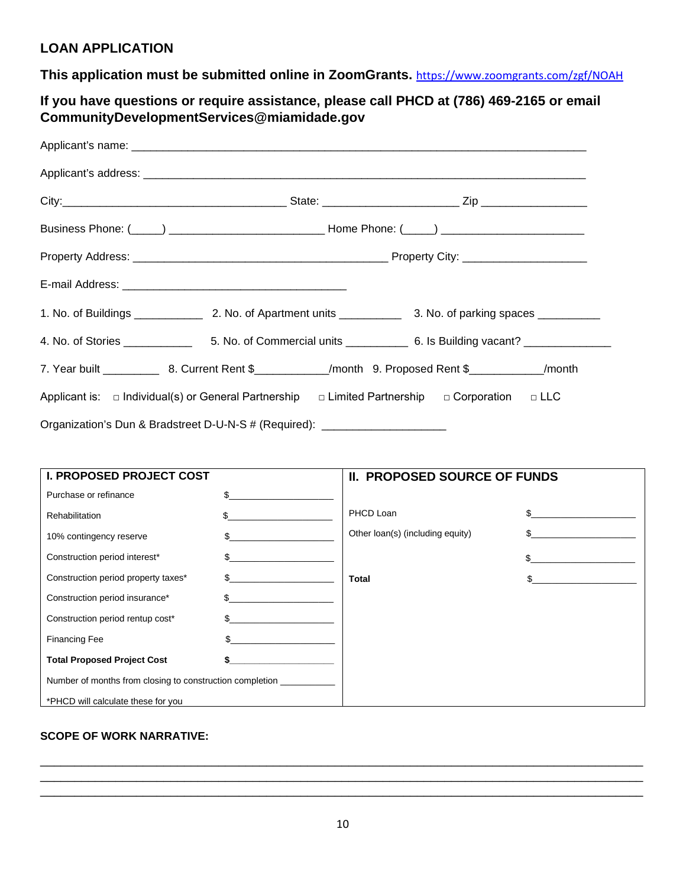## LOAN APPLICATION

### This application must be submitted online in ZoomGrants. https://www.zoomgrants.com/zgf/NOAH

### If you have questions or require assistance, please call PHCD at (786) 469-2165 or email CommunityDevelopmentServices@miamidade.gov

Applicant's name: ______________________________________________________________________

Applicant's address: ____________________________________________________________________

City:___________________________________ State: ______________________ Zip _________________

Business Phone: (_____) _________________________ Home Phone: (_____) _______________________

Property Address: _________________________________________ Property City: ____________________

E-mail Address: ____________________________________

1. No. of Buildings ___________ 2. No. of Apartment units __________ 3. No. of parking spaces __________

4. No. of Stories ___________ 5. No. of Commercial units __________ 6. Is Building vacant? ______________

7. Year built _________ 8. Current Rent $___________/month 9. Proposed Rent $___________/month

Applicant is: □ Individual(s) or General Partnership □ Limited Partnership □ Corporation □ LLC

Organization's Dun & Bradstreet D-U-N-S # (Required): ____________________

| I. PROPOSED PROJECT COST | | II. PROPOSED SOURCE OF FUNDS | |
|---|---|---|---|
| Purchase or refinance | $____________________ | | |
| Rehabilitation | $____________________ | PHCD Loan | $____________________ |
| 10% contingency reserve | $____________________ | Other loan(s) (including equity) | $____________________ |
| Construction period interest* | $____________________ | | $____________________ |
| Construction period property taxes* | $____________________ | **Total** | $____________________ |
| Construction period insurance* | $____________________ | | |
| Construction period rentup cost* | $____________________ | | |
| Financing Fee | $____________________ | | |
| **Total Proposed Project Cost** | **$____________________** | | |
| Number of months from closing to construction completion ___________ | | | |
| *PHCD will calculate these for you | | | |

**SCOPE OF WORK NARRATIVE:**

________________________________________________________________________________________________
________________________________________________________________________________________________
________________________________________________________________________________________________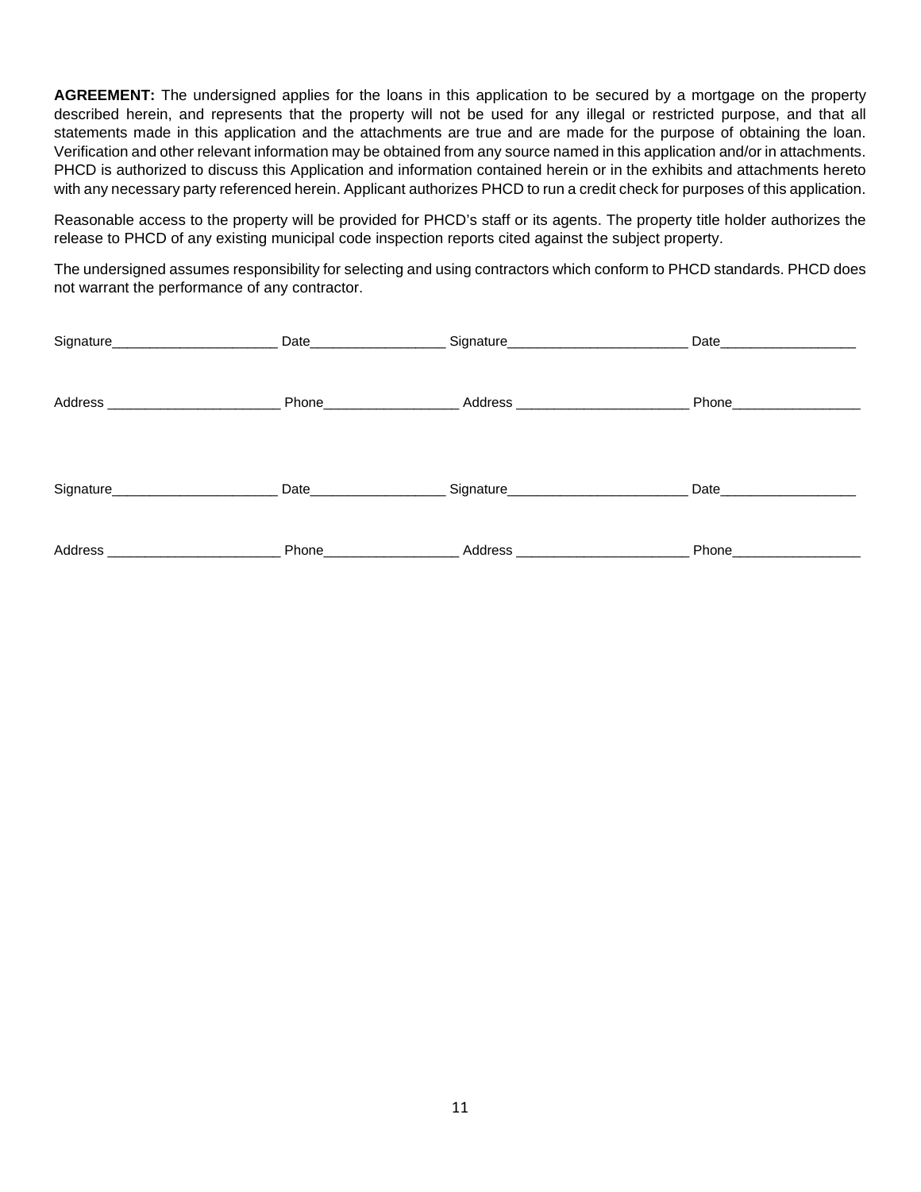**AGREEMENT:** The undersigned applies for the loans in this application to be secured by a mortgage on the property described herein, and represents that the property will not be used for any illegal or restricted purpose, and that all statements made in this application and the attachments are true and are made for the purpose of obtaining the loan. Verification and other relevant information may be obtained from any source named in this application and/or in attachments. PHCD is authorized to discuss this Application and information contained herein or in the exhibits and attachments hereto with any necessary party referenced herein. Applicant authorizes PHCD to run a credit check for purposes of this application.

Reasonable access to the property will be provided for PHCD's staff or its agents. The property title holder authorizes the release to PHCD of any existing municipal code inspection reports cited against the subject property.

The undersigned assumes responsibility for selecting and using contractors which conform to PHCD standards. PHCD does not warrant the performance of any contractor.

Signature______________________ Date__________________ Signature________________________ Date__________________

Address _______________________ Phone__________________ Address _______________________ Phone_________________

Signature______________________ Date__________________ Signature________________________ Date__________________

Address _______________________ Phone__________________ Address _______________________ Phone_________________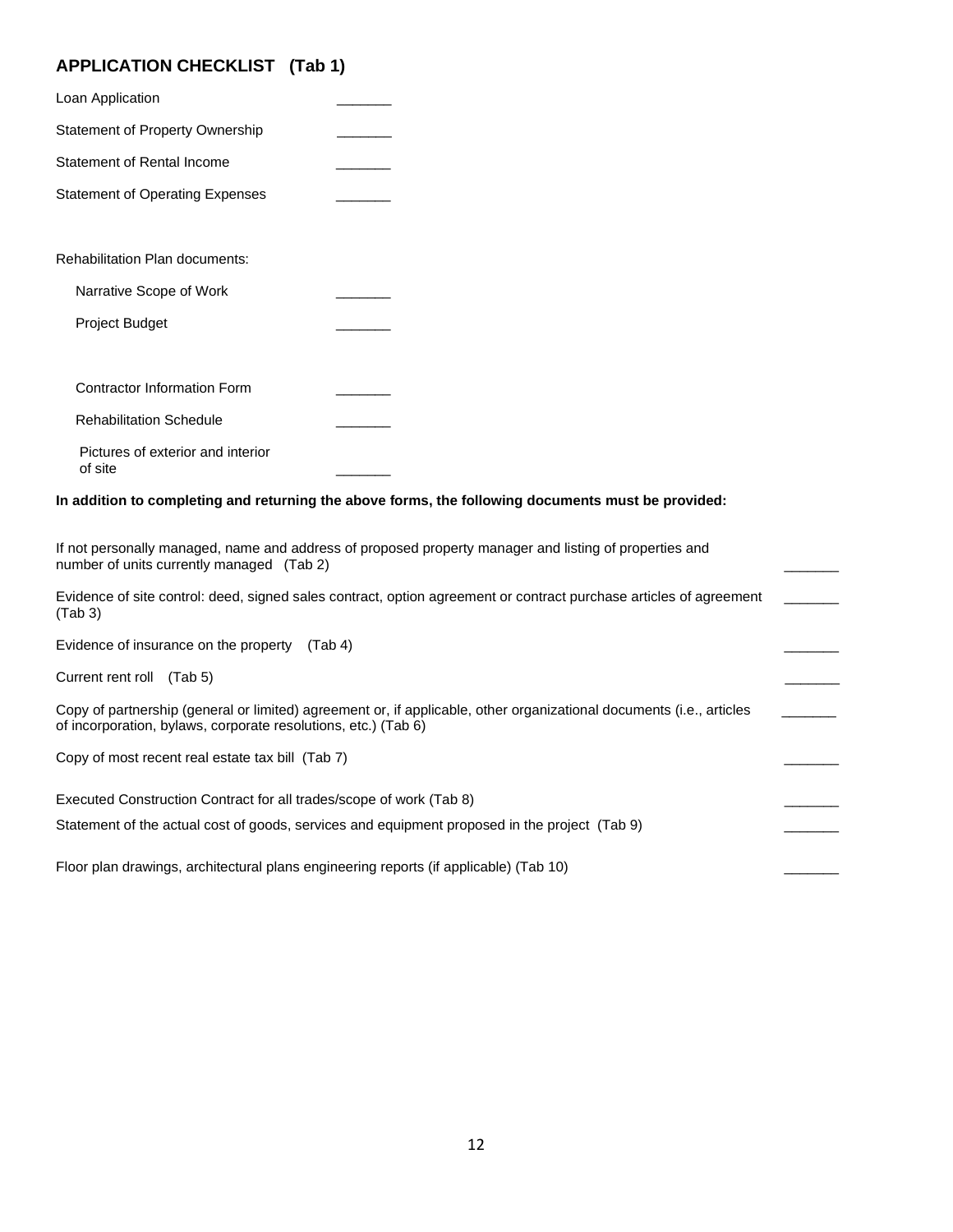## APPLICATION CHECKLIST (Tab 1)

Loan Application _______

Statement of Property Ownership _______

Statement of Rental Income _______

Statement of Operating Expenses _______

Rehabilitation Plan documents:

- Narrative Scope of Work _______
- Project Budget _______
- Contractor Information Form _______
- Rehabilitation Schedule _______
- Pictures of exterior and interior of site _______

**In addition to completing and returning the above forms, the following documents must be provided:**

If not personally managed, name and address of proposed property manager and listing of properties and number of units currently managed (Tab 2) _______

Evidence of site control: deed, signed sales contract, option agreement or contract purchase articles of agreement (Tab 3) _______

Evidence of insurance on the property (Tab 4) _______

Current rent roll (Tab 5) _______

Copy of partnership (general or limited) agreement or, if applicable, other organizational documents (i.e., articles of incorporation, bylaws, corporate resolutions, etc.) (Tab 6) _______

Copy of most recent real estate tax bill (Tab 7) _______

Executed Construction Contract for all trades/scope of work (Tab 8) _______

Statement of the actual cost of goods, services and equipment proposed in the project (Tab 9) _______

Floor plan drawings, architectural plans engineering reports (if applicable) (Tab 10) _______